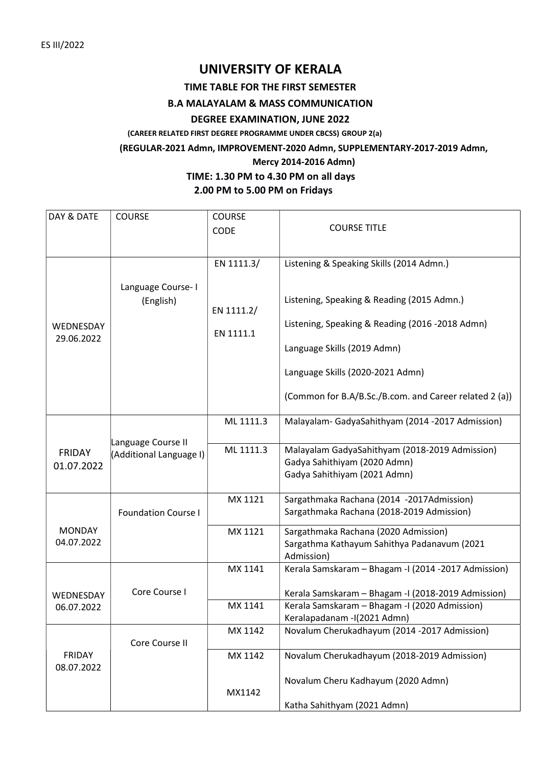ES III/2022

# UNIVERSITY OF KERALA

## TIME TABLE FOR THE FIRST SEMESTER

## B.A MALAYALAM & MASS COMMUNICATION

## DEGREE EXAMINATION, JUNE 2022

**(CAREER RELATED FIRST DEGREE PROGRAMME UNDER CBCSS) GROUP 2(a)**

**(REGULAR-2021 Admn, IMPROVEMENT-2020 Admn, SUPPLEMENTARY-2017-2019 Admn, Mercy 2014-2016 Admn)**

**TIME: 1.30 PM to 4.30 PM on all days**

**2.00 PM to 5.00 PM on Fridays**

| DAY & DATE | COURSE | COURSE CODE | COURSE TITLE |
|---|---|---|---|
| WEDNESDAY 29.06.2022 | Language Course- I (English) | EN 1111.3/<br>EN 1111.2/<br>EN 1111.1 | Listening & Speaking Skills (2014 Admn.)<br>Listening, Speaking & Reading (2015 Admn.)<br>Listening, Speaking & Reading (2016 -2018 Admn)<br>Language Skills (2019 Admn)<br>Language Skills (2020-2021 Admn)<br>(Common for B.A/B.Sc./B.com. and Career related 2 (a)) |
| FRIDAY 01.07.2022 | Language Course II (Additional Language I) | ML 1111.3 | Malayalam- GadyaSahithyam (2014 -2017 Admission) |
| | | ML 1111.3 | Malayalam GadyaSahithyam (2018-2019 Admission)<br>Gadya Sahithiyam (2020 Admn)<br>Gadya Sahithiyam (2021 Admn) |
| MONDAY 04.07.2022 | Foundation Course I | MX 1121 | Sargathmaka Rachana (2014 -2017Admission)<br>Sargathmaka Rachana (2018-2019 Admission) |
| | | MX 1121 | Sargathmaka Rachana (2020 Admission)<br>Sargathma Kathayum Sahithya Padanavum (2021 Admission) |
| WEDNESDAY 06.07.2022 | Core Course I | MX 1141 | Kerala Samskaram – Bhagam -I (2014 -2017 Admission)<br>Kerala Samskaram – Bhagam -I (2018-2019 Admission) |
| | | MX 1141 | Kerala Samskaram – Bhagam -I (2020 Admission)<br>Keralapadanam -I(2021 Admn) |
| FRIDAY 08.07.2022 | Core Course II | MX 1142 | Novalum Cherukadhayum (2014 -2017 Admission) |
| | | MX 1142 | Novalum Cherukadhayum (2018-2019 Admission) |
| | | MX1142 | Novalum Cheru Kadhayum (2020 Admn)<br>Katha Sahithyam (2021 Admn) |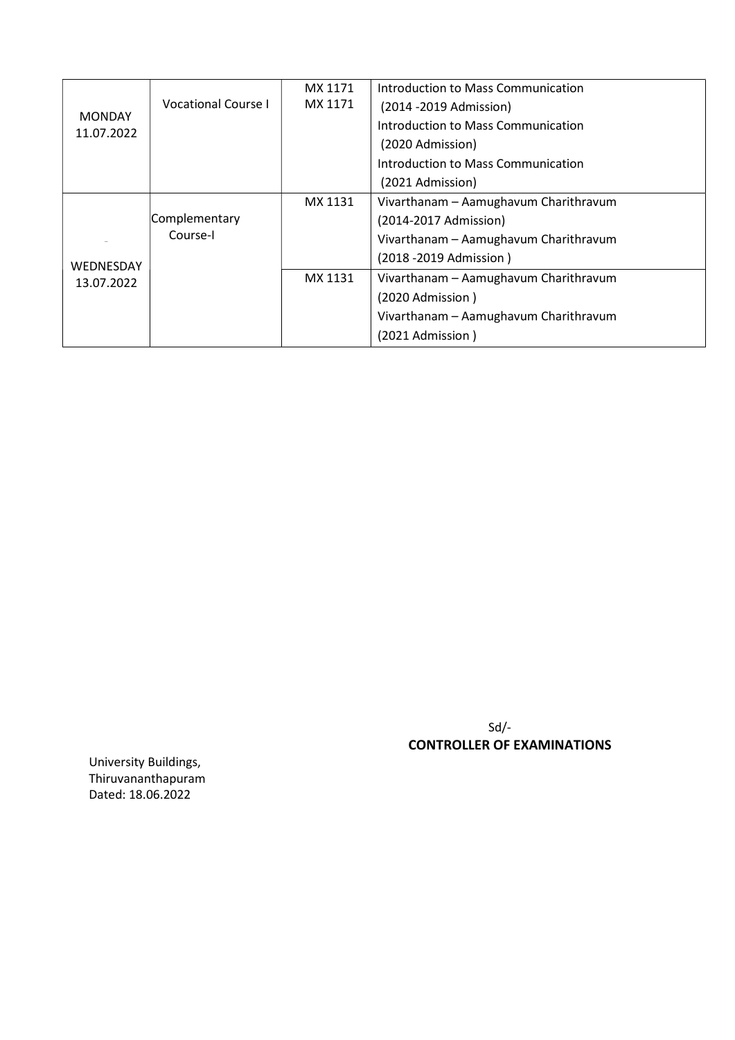| | | | |
|---|---|---|---|
| MONDAY 11.07.2022 | Vocational Course I | MX 1171<br>MX 1171 | Introduction to Mass Communication (2014 -2019 Admission)<br>Introduction to Mass Communication (2020 Admission)<br>Introduction to Mass Communication (2021 Admission) |
| WEDNESDAY 13.07.2022 | Complementary Course-I | MX 1131 | Vivarthanam – Aamughavum Charithravum (2014-2017 Admission)<br>Vivarthanam – Aamughavum Charithravum (2018 -2019 Admission ) |
| | | MX 1131 | Vivarthanam – Aamughavum Charithravum (2020 Admission )<br>Vivarthanam – Aamughavum Charithravum (2021 Admission ) |

Sd/-
**CONTROLLER OF EXAMINATIONS**

University Buildings,
Thiruvananthapuram
Dated: 18.06.2022